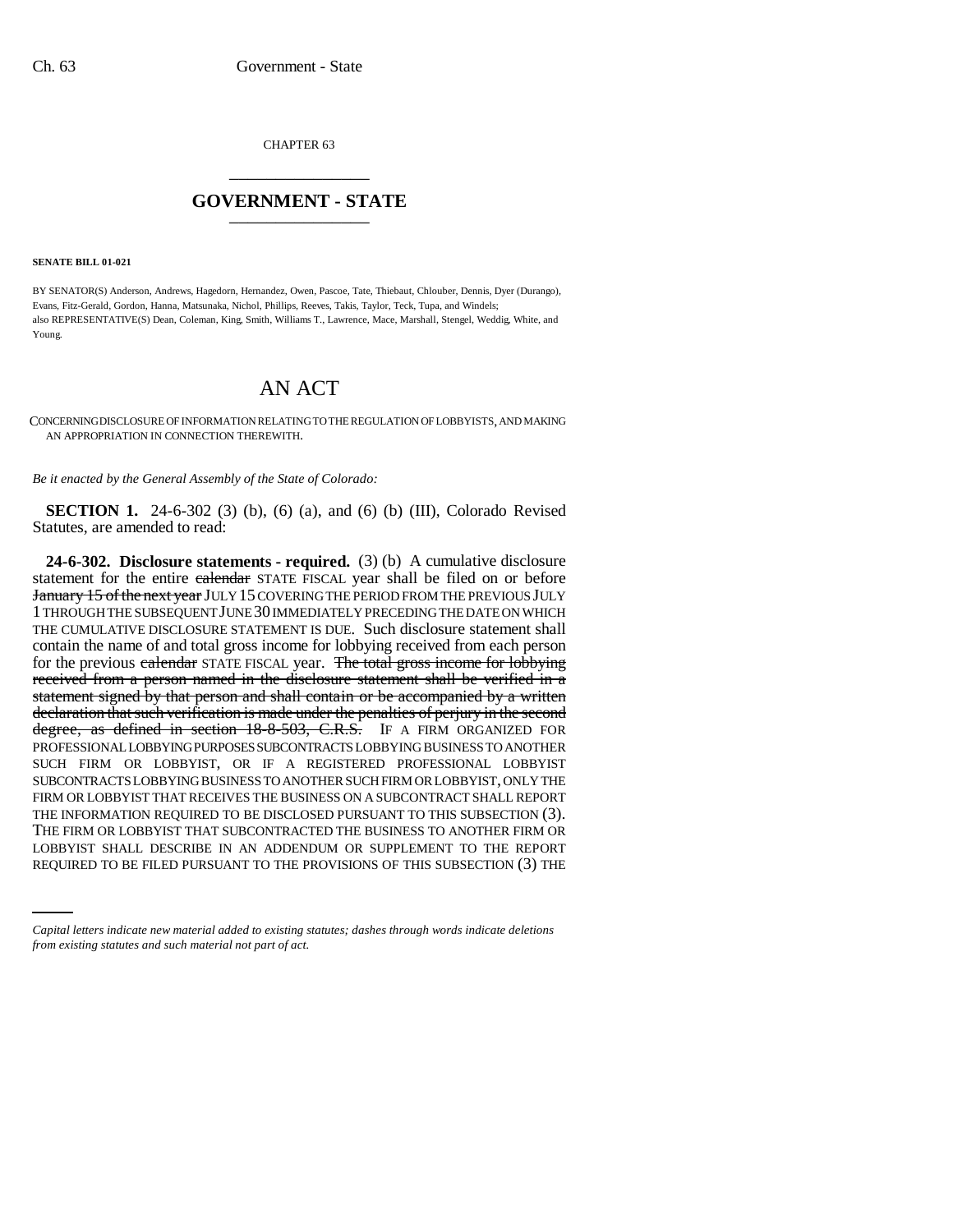CHAPTER 63

# GOVERNMENT - STATE

**SENATE BILL 01-021**

BY SENATOR(S) Anderson, Andrews, Hagedorn, Hernandez, Owen, Pascoe, Tate, Thiebaut, Chlouber, Dennis, Dyer (Durango), Evans, Fitz-Gerald, Gordon, Hanna, Matsunaka, Nichol, Phillips, Reeves, Takis, Taylor, Teck, Tupa, and Windels;
also REPRESENTATIVE(S) Dean, Coleman, King, Smith, Williams T., Lawrence, Mace, Marshall, Stengel, Weddig, White, and Young.

# AN ACT

CONCERNING DISCLOSURE OF INFORMATION RELATING TO THE REGULATION OF LOBBYISTS, AND MAKING AN APPROPRIATION IN CONNECTION THEREWITH.

*Be it enacted by the General Assembly of the State of Colorado:*

**SECTION 1.** 24-6-302 (3) (b), (6) (a), and (6) (b) (III), Colorado Revised Statutes, are amended to read:

**24-6-302. Disclosure statements - required.** (3) (b) A cumulative disclosure statement for the entire ~~calendar~~ STATE FISCAL year shall be filed on or before ~~January 15 of the next year~~ JULY 15 COVERING THE PERIOD FROM THE PREVIOUS JULY 1 THROUGH THE SUBSEQUENT JUNE 30 IMMEDIATELY PRECEDING THE DATE ON WHICH THE CUMULATIVE DISCLOSURE STATEMENT IS DUE. Such disclosure statement shall contain the name of and total gross income for lobbying received from each person for the previous ~~calendar~~ STATE FISCAL year. ~~The total gross income for lobbying received from a person named in the disclosure statement shall be verified in a statement signed by that person and shall contain or be accompanied by a written declaration that such verification is made under the penalties of perjury in the second degree, as defined in section 18-8-503, C.R.S.~~ IF A FIRM ORGANIZED FOR PROFESSIONAL LOBBYING PURPOSES SUBCONTRACTS LOBBYING BUSINESS TO ANOTHER SUCH FIRM OR LOBBYIST, OR IF A REGISTERED PROFESSIONAL LOBBYIST SUBCONTRACTS LOBBYING BUSINESS TO ANOTHER SUCH FIRM OR LOBBYIST, ONLY THE FIRM OR LOBBYIST THAT RECEIVES THE BUSINESS ON A SUBCONTRACT SHALL REPORT THE INFORMATION REQUIRED TO BE DISCLOSED PURSUANT TO THIS SUBSECTION (3). THE FIRM OR LOBBYIST THAT SUBCONTRACTED THE BUSINESS TO ANOTHER FIRM OR LOBBYIST SHALL DESCRIBE IN AN ADDENDUM OR SUPPLEMENT TO THE REPORT REQUIRED TO BE FILED PURSUANT TO THE PROVISIONS OF THIS SUBSECTION (3) THE

*Capital letters indicate new material added to existing statutes; dashes through words indicate deletions from existing statutes and such material not part of act.*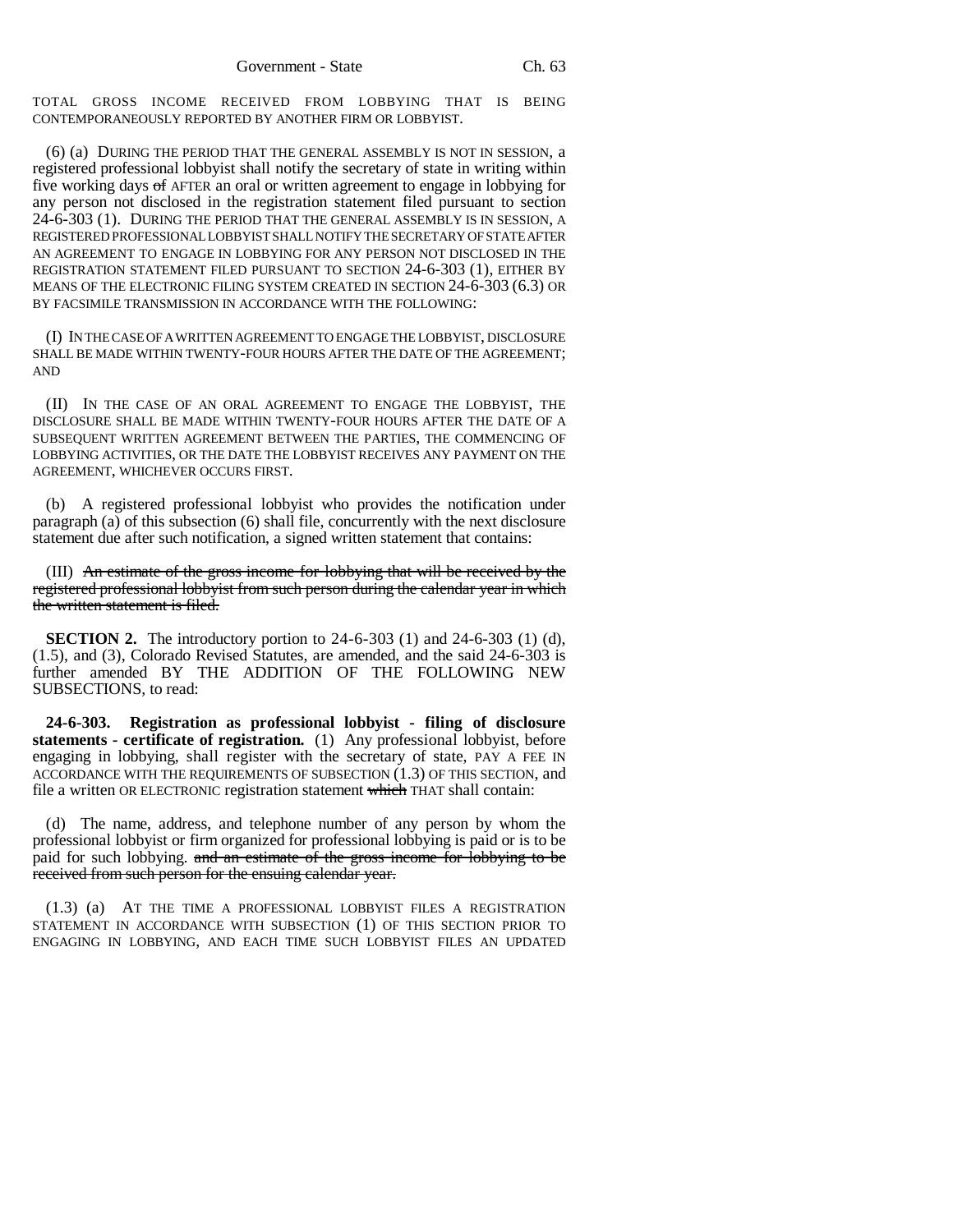TOTAL GROSS INCOME RECEIVED FROM LOBBYING THAT IS BEING CONTEMPORANEOUSLY REPORTED BY ANOTHER FIRM OR LOBBYIST.

(6) (a) DURING THE PERIOD THAT THE GENERAL ASSEMBLY IS NOT IN SESSION, a registered professional lobbyist shall notify the secretary of state in writing within five working days ~~of~~ AFTER an oral or written agreement to engage in lobbying for any person not disclosed in the registration statement filed pursuant to section 24-6-303 (1). DURING THE PERIOD THAT THE GENERAL ASSEMBLY IS IN SESSION, A REGISTERED PROFESSIONAL LOBBYIST SHALL NOTIFY THE SECRETARY OF STATE AFTER AN AGREEMENT TO ENGAGE IN LOBBYING FOR ANY PERSON NOT DISCLOSED IN THE REGISTRATION STATEMENT FILED PURSUANT TO SECTION 24-6-303 (1), EITHER BY MEANS OF THE ELECTRONIC FILING SYSTEM CREATED IN SECTION 24-6-303 (6.3) OR BY FACSIMILE TRANSMISSION IN ACCORDANCE WITH THE FOLLOWING:

(I) IN THE CASE OF A WRITTEN AGREEMENT TO ENGAGE THE LOBBYIST, DISCLOSURE SHALL BE MADE WITHIN TWENTY-FOUR HOURS AFTER THE DATE OF THE AGREEMENT; AND

(II) IN THE CASE OF AN ORAL AGREEMENT TO ENGAGE THE LOBBYIST, THE DISCLOSURE SHALL BE MADE WITHIN TWENTY-FOUR HOURS AFTER THE DATE OF A SUBSEQUENT WRITTEN AGREEMENT BETWEEN THE PARTIES, THE COMMENCING OF LOBBYING ACTIVITIES, OR THE DATE THE LOBBYIST RECEIVES ANY PAYMENT ON THE AGREEMENT, WHICHEVER OCCURS FIRST.

(b) A registered professional lobbyist who provides the notification under paragraph (a) of this subsection (6) shall file, concurrently with the next disclosure statement due after such notification, a signed written statement that contains:

(III) ~~An estimate of the gross income for lobbying that will be received by the registered professional lobbyist from such person during the calendar year in which the written statement is filed.~~

**SECTION 2.** The introductory portion to 24-6-303 (1) and 24-6-303 (1) (d), (1.5), and (3), Colorado Revised Statutes, are amended, and the said 24-6-303 is further amended BY THE ADDITION OF THE FOLLOWING NEW SUBSECTIONS, to read:

**24-6-303. Registration as professional lobbyist - filing of disclosure statements - certificate of registration.** (1) Any professional lobbyist, before engaging in lobbying, shall register with the secretary of state, PAY A FEE IN ACCORDANCE WITH THE REQUIREMENTS OF SUBSECTION (1.3) OF THIS SECTION, and file a written OR ELECTRONIC registration statement ~~which~~ THAT shall contain:

(d) The name, address, and telephone number of any person by whom the professional lobbyist or firm organized for professional lobbying is paid or is to be paid for such lobbying. ~~and an estimate of the gross income for lobbying to be received from such person for the ensuing calendar year.~~

(1.3) (a) AT THE TIME A PROFESSIONAL LOBBYIST FILES A REGISTRATION STATEMENT IN ACCORDANCE WITH SUBSECTION (1) OF THIS SECTION PRIOR TO ENGAGING IN LOBBYING, AND EACH TIME SUCH LOBBYIST FILES AN UPDATED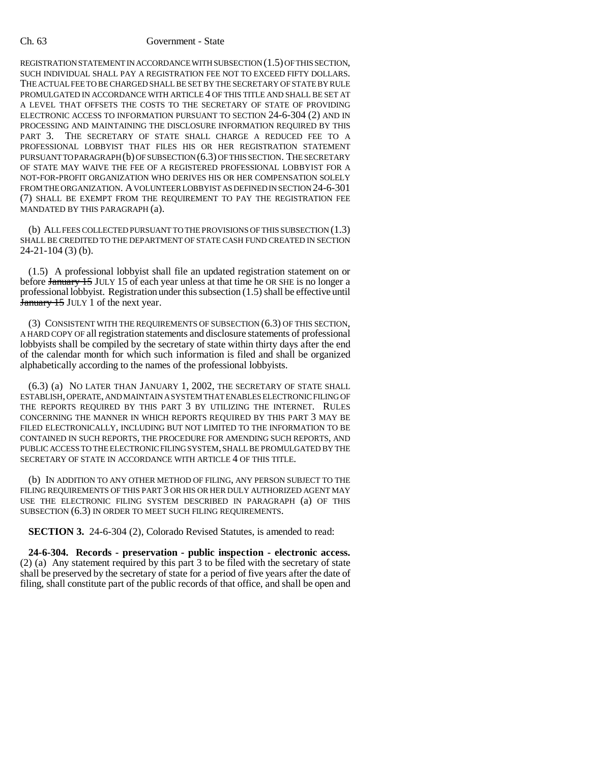REGISTRATION STATEMENT IN ACCORDANCE WITH SUBSECTION (1.5) OF THIS SECTION, SUCH INDIVIDUAL SHALL PAY A REGISTRATION FEE NOT TO EXCEED FIFTY DOLLARS. THE ACTUAL FEE TO BE CHARGED SHALL BE SET BY THE SECRETARY OF STATE BY RULE PROMULGATED IN ACCORDANCE WITH ARTICLE 4 OF THIS TITLE AND SHALL BE SET AT A LEVEL THAT OFFSETS THE COSTS TO THE SECRETARY OF STATE OF PROVIDING ELECTRONIC ACCESS TO INFORMATION PURSUANT TO SECTION 24-6-304 (2) AND IN PROCESSING AND MAINTAINING THE DISCLOSURE INFORMATION REQUIRED BY THIS PART 3. THE SECRETARY OF STATE SHALL CHARGE A REDUCED FEE TO A PROFESSIONAL LOBBYIST THAT FILES HIS OR HER REGISTRATION STATEMENT PURSUANT TO PARAGRAPH (b) OF SUBSECTION (6.3) OF THIS SECTION. THE SECRETARY OF STATE MAY WAIVE THE FEE OF A REGISTERED PROFESSIONAL LOBBYIST FOR A NOT-FOR-PROFIT ORGANIZATION WHO DERIVES HIS OR HER COMPENSATION SOLELY FROM THE ORGANIZATION. A VOLUNTEER LOBBYIST AS DEFINED IN SECTION 24-6-301 (7) SHALL BE EXEMPT FROM THE REQUIREMENT TO PAY THE REGISTRATION FEE MANDATED BY THIS PARAGRAPH (a).

(b) ALL FEES COLLECTED PURSUANT TO THE PROVISIONS OF THIS SUBSECTION (1.3) SHALL BE CREDITED TO THE DEPARTMENT OF STATE CASH FUND CREATED IN SECTION 24-21-104 (3) (b).

(1.5) A professional lobbyist shall file an updated registration statement on or before ~~January 15~~ JULY 15 of each year unless at that time he OR SHE is no longer a professional lobbyist. Registration under this subsection (1.5) shall be effective until ~~January 15~~ JULY 1 of the next year.

(3) CONSISTENT WITH THE REQUIREMENTS OF SUBSECTION (6.3) OF THIS SECTION, A HARD COPY OF all registration statements and disclosure statements of professional lobbyists shall be compiled by the secretary of state within thirty days after the end of the calendar month for which such information is filed and shall be organized alphabetically according to the names of the professional lobbyists.

(6.3) (a) NO LATER THAN JANUARY 1, 2002, THE SECRETARY OF STATE SHALL ESTABLISH, OPERATE, AND MAINTAIN A SYSTEM THAT ENABLES ELECTRONIC FILING OF THE REPORTS REQUIRED BY THIS PART 3 BY UTILIZING THE INTERNET. RULES CONCERNING THE MANNER IN WHICH REPORTS REQUIRED BY THIS PART 3 MAY BE FILED ELECTRONICALLY, INCLUDING BUT NOT LIMITED TO THE INFORMATION TO BE CONTAINED IN SUCH REPORTS, THE PROCEDURE FOR AMENDING SUCH REPORTS, AND PUBLIC ACCESS TO THE ELECTRONIC FILING SYSTEM, SHALL BE PROMULGATED BY THE SECRETARY OF STATE IN ACCORDANCE WITH ARTICLE 4 OF THIS TITLE.

(b) IN ADDITION TO ANY OTHER METHOD OF FILING, ANY PERSON SUBJECT TO THE FILING REQUIREMENTS OF THIS PART 3 OR HIS OR HER DULY AUTHORIZED AGENT MAY USE THE ELECTRONIC FILING SYSTEM DESCRIBED IN PARAGRAPH (a) OF THIS SUBSECTION (6.3) IN ORDER TO MEET SUCH FILING REQUIREMENTS.

**SECTION 3.** 24-6-304 (2), Colorado Revised Statutes, is amended to read:

**24-6-304. Records - preservation - public inspection - electronic access.** (2) (a) Any statement required by this part 3 to be filed with the secretary of state shall be preserved by the secretary of state for a period of five years after the date of filing, shall constitute part of the public records of that office, and shall be open and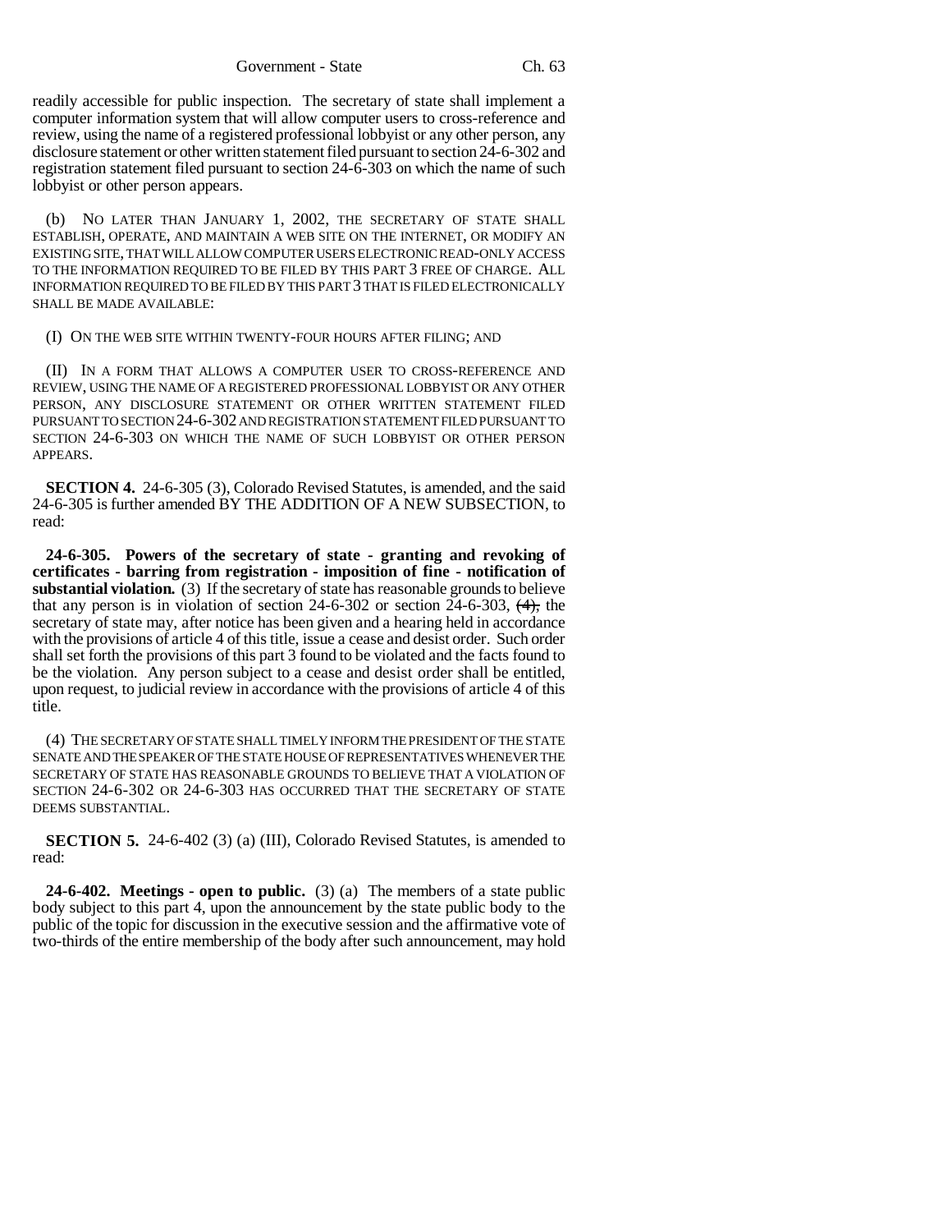readily accessible for public inspection. The secretary of state shall implement a computer information system that will allow computer users to cross-reference and review, using the name of a registered professional lobbyist or any other person, any disclosure statement or other written statement filed pursuant to section 24-6-302 and registration statement filed pursuant to section 24-6-303 on which the name of such lobbyist or other person appears.

(b) NO LATER THAN JANUARY 1, 2002, THE SECRETARY OF STATE SHALL ESTABLISH, OPERATE, AND MAINTAIN A WEB SITE ON THE INTERNET, OR MODIFY AN EXISTING SITE, THAT WILL ALLOW COMPUTER USERS ELECTRONIC READ-ONLY ACCESS TO THE INFORMATION REQUIRED TO BE FILED BY THIS PART 3 FREE OF CHARGE. ALL INFORMATION REQUIRED TO BE FILED BY THIS PART 3 THAT IS FILED ELECTRONICALLY SHALL BE MADE AVAILABLE:

(I) ON THE WEB SITE WITHIN TWENTY-FOUR HOURS AFTER FILING; AND

(II) IN A FORM THAT ALLOWS A COMPUTER USER TO CROSS-REFERENCE AND REVIEW, USING THE NAME OF A REGISTERED PROFESSIONAL LOBBYIST OR ANY OTHER PERSON, ANY DISCLOSURE STATEMENT OR OTHER WRITTEN STATEMENT FILED PURSUANT TO SECTION 24-6-302 AND REGISTRATION STATEMENT FILED PURSUANT TO SECTION 24-6-303 ON WHICH THE NAME OF SUCH LOBBYIST OR OTHER PERSON APPEARS.

**SECTION 4.** 24-6-305 (3), Colorado Revised Statutes, is amended, and the said 24-6-305 is further amended BY THE ADDITION OF A NEW SUBSECTION, to read:

**24-6-305. Powers of the secretary of state - granting and revoking of certificates - barring from registration - imposition of fine - notification of substantial violation.** (3) If the secretary of state has reasonable grounds to believe that any person is in violation of section 24-6-302 or section 24-6-303, ~~(4),~~ the secretary of state may, after notice has been given and a hearing held in accordance with the provisions of article 4 of this title, issue a cease and desist order. Such order shall set forth the provisions of this part 3 found to be violated and the facts found to be the violation. Any person subject to a cease and desist order shall be entitled, upon request, to judicial review in accordance with the provisions of article 4 of this title.

(4) THE SECRETARY OF STATE SHALL TIMELY INFORM THE PRESIDENT OF THE STATE SENATE AND THE SPEAKER OF THE STATE HOUSE OF REPRESENTATIVES WHENEVER THE SECRETARY OF STATE HAS REASONABLE GROUNDS TO BELIEVE THAT A VIOLATION OF SECTION 24-6-302 OR 24-6-303 HAS OCCURRED THAT THE SECRETARY OF STATE DEEMS SUBSTANTIAL.

**SECTION 5.** 24-6-402 (3) (a) (III), Colorado Revised Statutes, is amended to read:

**24-6-402. Meetings - open to public.** (3) (a) The members of a state public body subject to this part 4, upon the announcement by the state public body to the public of the topic for discussion in the executive session and the affirmative vote of two-thirds of the entire membership of the body after such announcement, may hold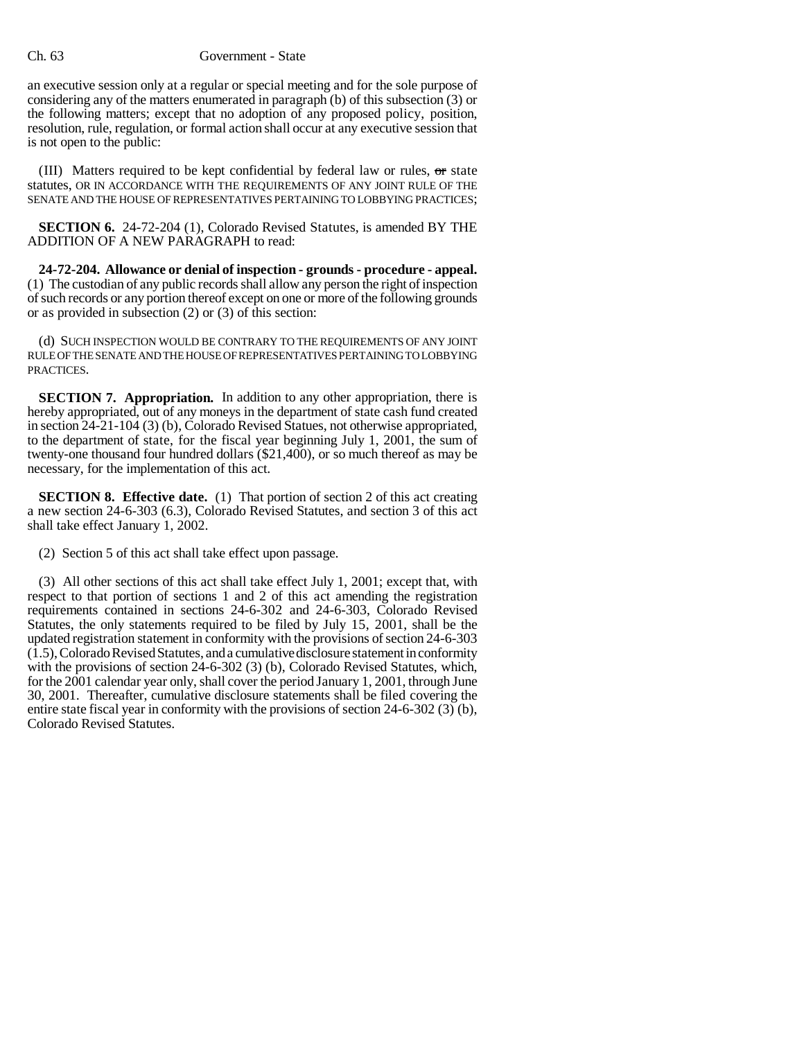an executive session only at a regular or special meeting and for the sole purpose of considering any of the matters enumerated in paragraph (b) of this subsection (3) or the following matters; except that no adoption of any proposed policy, position, resolution, rule, regulation, or formal action shall occur at any executive session that is not open to the public:

(III) Matters required to be kept confidential by federal law or rules, ~~or~~ state statutes, OR IN ACCORDANCE WITH THE REQUIREMENTS OF ANY JOINT RULE OF THE SENATE AND THE HOUSE OF REPRESENTATIVES PERTAINING TO LOBBYING PRACTICES;

**SECTION 6.** 24-72-204 (1), Colorado Revised Statutes, is amended BY THE ADDITION OF A NEW PARAGRAPH to read:

**24-72-204. Allowance or denial of inspection - grounds - procedure - appeal.** (1) The custodian of any public records shall allow any person the right of inspection of such records or any portion thereof except on one or more of the following grounds or as provided in subsection (2) or (3) of this section:

(d) SUCH INSPECTION WOULD BE CONTRARY TO THE REQUIREMENTS OF ANY JOINT RULE OF THE SENATE AND THE HOUSE OF REPRESENTATIVES PERTAINING TO LOBBYING PRACTICES.

**SECTION 7. Appropriation.** In addition to any other appropriation, there is hereby appropriated, out of any moneys in the department of state cash fund created in section 24-21-104 (3) (b), Colorado Revised Statues, not otherwise appropriated, to the department of state, for the fiscal year beginning July 1, 2001, the sum of twenty-one thousand four hundred dollars ($21,400), or so much thereof as may be necessary, for the implementation of this act.

**SECTION 8. Effective date.** (1) That portion of section 2 of this act creating a new section 24-6-303 (6.3), Colorado Revised Statutes, and section 3 of this act shall take effect January 1, 2002.

(2) Section 5 of this act shall take effect upon passage.

(3) All other sections of this act shall take effect July 1, 2001; except that, with respect to that portion of sections 1 and 2 of this act amending the registration requirements contained in sections 24-6-302 and 24-6-303, Colorado Revised Statutes, the only statements required to be filed by July 15, 2001, shall be the updated registration statement in conformity with the provisions of section 24-6-303 (1.5), Colorado Revised Statutes, and a cumulative disclosure statement in conformity with the provisions of section 24-6-302 (3) (b), Colorado Revised Statutes, which, for the 2001 calendar year only, shall cover the period January 1, 2001, through June 30, 2001. Thereafter, cumulative disclosure statements shall be filed covering the entire state fiscal year in conformity with the provisions of section 24-6-302 (3) (b), Colorado Revised Statutes.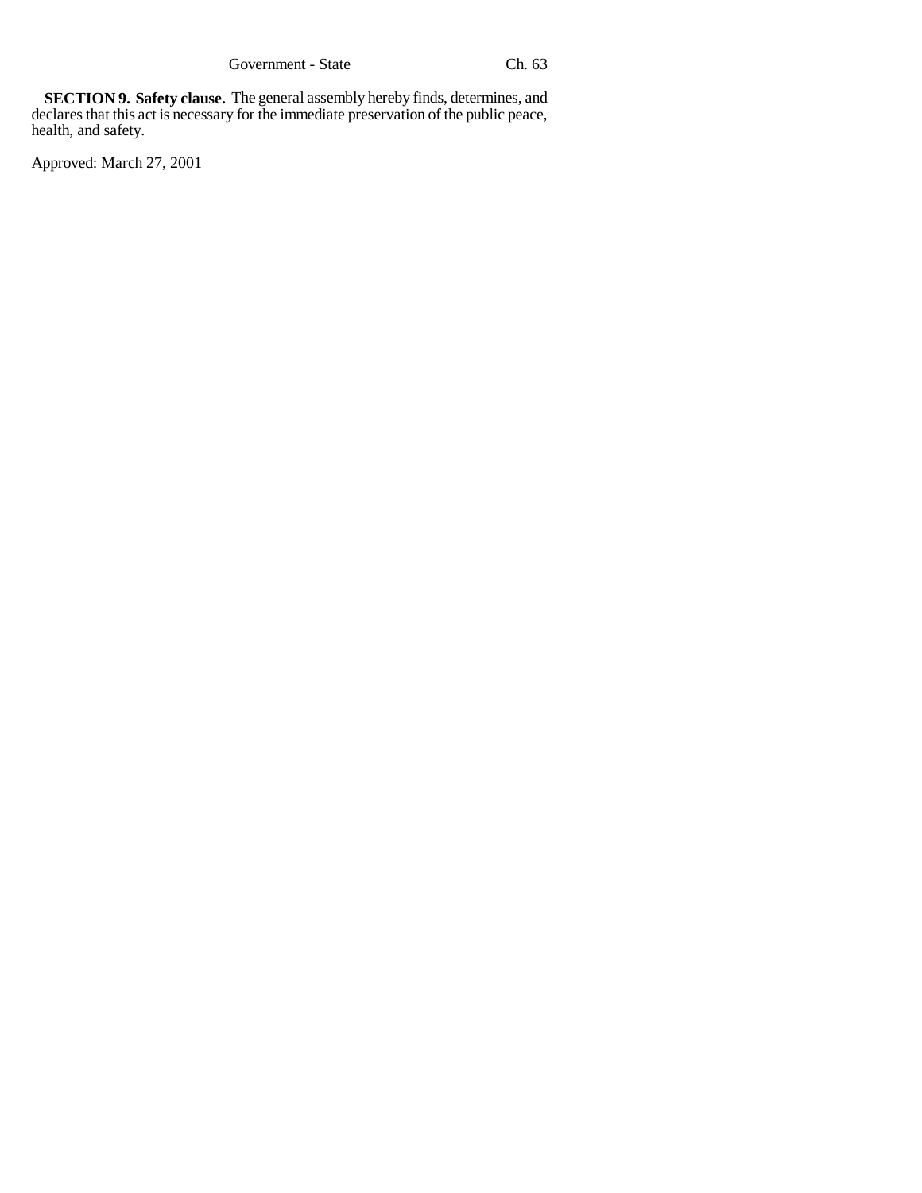**SECTION 9. Safety clause.** The general assembly hereby finds, determines, and declares that this act is necessary for the immediate preservation of the public peace, health, and safety.

Approved: March 27, 2001